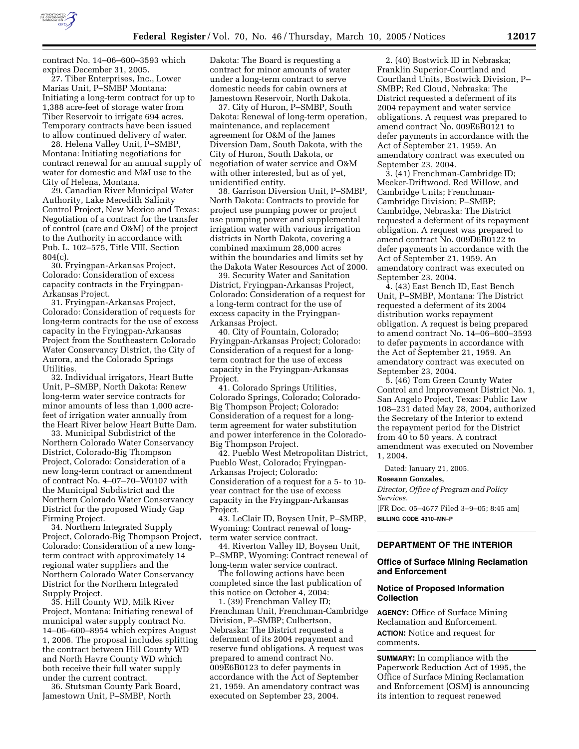contract No. 14–06–600–3593 which expires December 31, 2005.

27. Tiber Enterprises, Inc., Lower Marias Unit, P–SMBP Montana: Initiating a long-term contract for up to 1,388 acre-feet of storage water from Tiber Reservoir to irrigate 694 acres. Temporary contracts have been issued to allow continued delivery of water.

28. Helena Valley Unit, P–SMBP, Montana: Initiating negotiations for contract renewal for an annual supply of water for domestic and M&I use to the City of Helena, Montana.

29. Canadian River Municipal Water Authority, Lake Meredith Salinity Control Project, New Mexico and Texas: Negotiation of a contract for the transfer of control (care and O&M) of the project to the Authority in accordance with Pub. L. 102–575, Title VIII, Section 804(c).

30. Fryingpan-Arkansas Project, Colorado: Consideration of excess capacity contracts in the Fryingpan-Arkansas Project.

31. Fryingpan-Arkansas Project, Colorado: Consideration of requests for long-term contracts for the use of excess capacity in the Fryingpan-Arkansas Project from the Southeastern Colorado Water Conservancy District, the City of Aurora, and the Colorado Springs Utilities.

32. Individual irrigators, Heart Butte Unit, P–SMBP, North Dakota: Renew long-term water service contracts for minor amounts of less than 1,000 acre-feet of irrigation water annually from the Heart River below Heart Butte Dam.

33. Municipal Subdistrict of the Northern Colorado Water Conservancy District, Colorado-Big Thompson Project, Colorado: Consideration of a new long-term contract or amendment of contract No. 4–07–70–W0107 with the Municipal Subdistrict and the Northern Colorado Water Conservancy District for the proposed Windy Gap Firming Project.

34. Northern Integrated Supply Project, Colorado-Big Thompson Project, Colorado: Consideration of a new long-term contract with approximately 14 regional water suppliers and the Northern Colorado Water Conservancy District for the Northern Integrated Supply Project.

35. Hill County WD, Milk River Project, Montana: Initiating renewal of municipal water supply contract No. 14–06–600–8954 which expires August 1, 2006. The proposal includes splitting the contract between Hill County WD and North Havre County WD which both receive their full water supply under the current contract.

36. Stutsman County Park Board, Jamestown Unit, P–SMBP, North Dakota: The Board is requesting a contract for minor amounts of water under a long-term contract to serve domestic needs for cabin owners at Jamestown Reservoir, North Dakota.

37. City of Huron, P–SMBP, South Dakota: Renewal of long-term operation, maintenance, and replacement agreement for O&M of the James Diversion Dam, South Dakota, with the City of Huron, South Dakota, or negotiation of water service and O&M with other interested, but as of yet, unidentified entity.

38. Garrison Diversion Unit, P–SMBP, North Dakota: Contracts to provide for project use pumping power or project use pumping power and supplemental irrigation water with various irrigation districts in North Dakota, covering a combined maximum 28,000 acres within the boundaries and limits set by the Dakota Water Resources Act of 2000.

39. Security Water and Sanitation District, Fryingpan-Arkansas Project, Colorado: Consideration of a request for a long-term contract for the use of excess capacity in the Fryingpan-Arkansas Project.

40. City of Fountain, Colorado; Fryingpan-Arkansas Project; Colorado: Consideration of a request for a long-term contract for the use of excess capacity in the Fryingpan-Arkansas Project.

41. Colorado Springs Utilities, Colorado Springs, Colorado; Colorado-Big Thompson Project; Colorado: Consideration of a request for a long-term agreement for water substitution and power interference in the Colorado-Big Thompson Project.

42. Pueblo West Metropolitan District, Pueblo West, Colorado; Fryingpan-Arkansas Project; Colorado: Consideration of a request for a 5- to 10-year contract for the use of excess capacity in the Fryingpan-Arkansas Project.

43. LeClair ID, Boysen Unit, P–SMBP, Wyoming: Contract renewal of long-term water service contract.

44. Riverton Valley ID, Boysen Unit, P–SMBP, Wyoming: Contract renewal of long-term water service contract.

The following actions have been completed since the last publication of this notice on October 4, 2004:

1. (39) Frenchman Valley ID; Frenchman Unit, Frenchman-Cambridge Division, P–SMBP; Culbertson, Nebraska: The District requested a deferment of its 2004 repayment and reserve fund obligations. A request was prepared to amend contract No. 009E6B0123 to defer payments in accordance with the Act of September 21, 1959. An amendatory contract was executed on September 23, 2004.

2. (40) Bostwick ID in Nebraska; Franklin Superior-Courtland and Courtland Units, Bostwick Division, P–SMBP; Red Cloud, Nebraska: The District requested a deferment of its 2004 repayment and water service obligations. A request was prepared to amend contract No. 009E6B0121 to defer payments in accordance with the Act of September 21, 1959. An amendatory contract was executed on September 23, 2004.

3. (41) Frenchman-Cambridge ID; Meeker-Driftwood, Red Willow, and Cambridge Units; Frenchman-Cambridge Division; P–SMBP; Cambridge, Nebraska: The District requested a deferment of its repayment obligation. A request was prepared to amend contract No. 009D6B0122 to defer payments in accordance with the Act of September 21, 1959. An amendatory contract was executed on September 23, 2004.

4. (43) East Bench ID, East Bench Unit, P–SMBP, Montana: The District requested a deferment of its 2004 distribution works repayment obligation. A request is being prepared to amend contract No. 14–06–600–3593 to defer payments in accordance with the Act of September 21, 1959. An amendatory contract was executed on September 23, 2004.

5. (46) Tom Green County Water Control and Improvement District No. 1, San Angelo Project, Texas: Public Law 108–231 dated May 28, 2004, authorized the Secretary of the Interior to extend the repayment period for the District from 40 to 50 years. A contract amendment was executed on November 1, 2004.

Dated: January 21, 2005.

**Roseann Gonzales,**

*Director, Office of Program and Policy Services.*

[FR Doc. 05–4677 Filed 3–9–05; 8:45 am]

**BILLING CODE 4310–MN–P**

## DEPARTMENT OF THE INTERIOR

### Office of Surface Mining Reclamation and Enforcement

### Notice of Proposed Information Collection

**AGENCY:** Office of Surface Mining Reclamation and Enforcement.

**ACTION:** Notice and request for comments.

**SUMMARY:** In compliance with the Paperwork Reduction Act of 1995, the Office of Surface Mining Reclamation and Enforcement (OSM) is announcing its intention to request renewed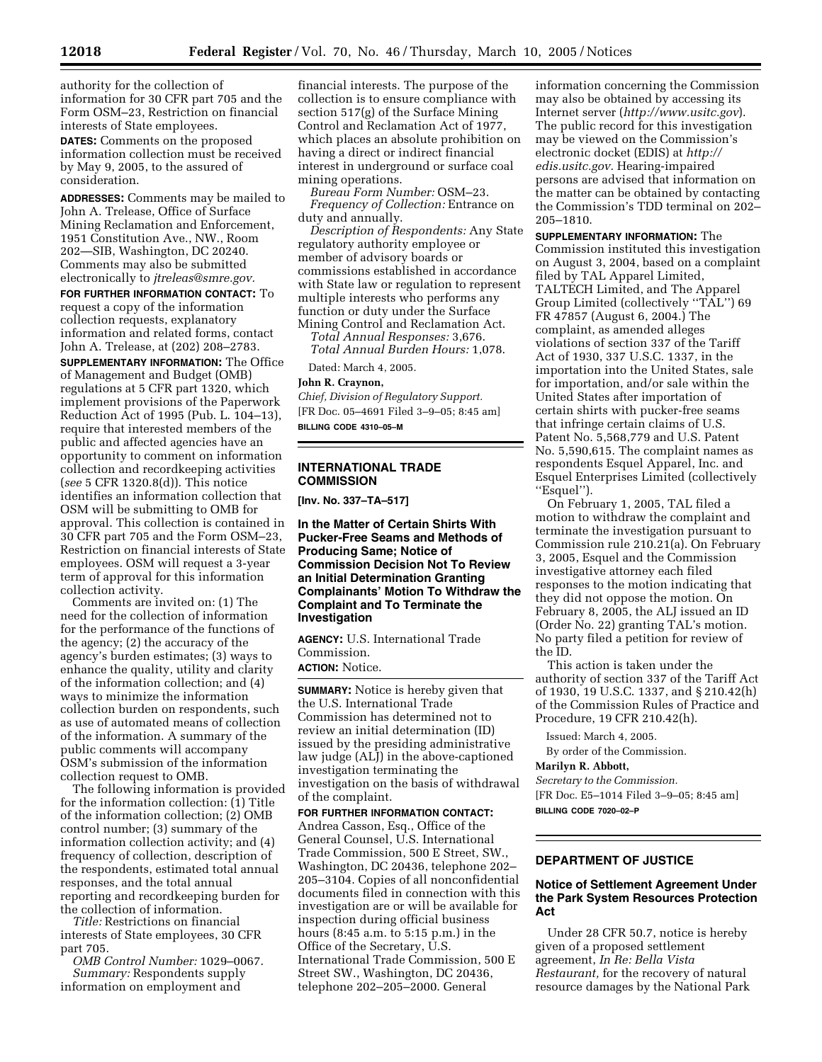authority for the collection of information for 30 CFR part 705 and the Form OSM–23, Restriction on financial interests of State employees.

**DATES:** Comments on the proposed information collection must be received by May 9, 2005, to the assured of consideration.

**ADDRESSES:** Comments may be mailed to John A. Trelease, Office of Surface Mining Reclamation and Enforcement, 1951 Constitution Ave., NW., Room 202—SIB, Washington, DC 20240. Comments may also be submitted electronically to *jtreleas@smre.gov.*

**FOR FURTHER INFORMATION CONTACT:** To request a copy of the information collection requests, explanatory information and related forms, contact John A. Trelease, at (202) 208–2783.

**SUPPLEMENTARY INFORMATION:** The Office of Management and Budget (OMB) regulations at 5 CFR part 1320, which implement provisions of the Paperwork Reduction Act of 1995 (Pub. L. 104–13), require that interested members of the public and affected agencies have an opportunity to comment on information collection and recordkeeping activities (*see* 5 CFR 1320.8(d)). This notice identifies an information collection that OSM will be submitting to OMB for approval. This collection is contained in 30 CFR part 705 and the Form OSM–23, Restriction on financial interests of State employees. OSM will request a 3-year term of approval for this information collection activity.

Comments are invited on: (1) The need for the collection of information for the performance of the functions of the agency; (2) the accuracy of the agency's burden estimates; (3) ways to enhance the quality, utility and clarity of the information collection; and (4) ways to minimize the information collection burden on respondents, such as use of automated means of collection of the information. A summary of the public comments will accompany OSM's submission of the information collection request to OMB.

The following information is provided for the information collection: (1) Title of the information collection; (2) OMB control number; (3) summary of the information collection activity; and (4) frequency of collection, description of the respondents, estimated total annual responses, and the total annual reporting and recordkeeping burden for the collection of information.

*Title:* Restrictions on financial interests of State employees, 30 CFR part 705.

*OMB Control Number:* 1029–0067.

*Summary:* Respondents supply information on employment and financial interests. The purpose of the collection is to ensure compliance with section 517(g) of the Surface Mining Control and Reclamation Act of 1977, which places an absolute prohibition on having a direct or indirect financial interest in underground or surface coal mining operations.

*Bureau Form Number:* OSM–23.

*Frequency of Collection:* Entrance on duty and annually.

*Description of Respondents:* Any State regulatory authority employee or member of advisory boards or commissions established in accordance with State law or regulation to represent multiple interests who performs any function or duty under the Surface Mining Control and Reclamation Act.

*Total Annual Responses:* 3,676.

*Total Annual Burden Hours:* 1,078.

Dated: March 4, 2005.

**John R. Craynon,**

*Chief, Division of Regulatory Support.*

[FR Doc. 05–4691 Filed 3–9–05; 8:45 am]

**BILLING CODE 4310–05–M**

## INTERNATIONAL TRADE COMMISSION

**[Inv. No. 337–TA–517]**

### In the Matter of Certain Shirts With Pucker-Free Seams and Methods of Producing Same; Notice of Commission Decision Not To Review an Initial Determination Granting Complainants' Motion To Withdraw the Complaint and To Terminate the Investigation

**AGENCY:** U.S. International Trade Commission.

**ACTION:** Notice.

**SUMMARY:** Notice is hereby given that the U.S. International Trade Commission has determined not to review an initial determination (ID) issued by the presiding administrative law judge (ALJ) in the above-captioned investigation terminating the investigation on the basis of withdrawal of the complaint.

**FOR FURTHER INFORMATION CONTACT:** Andrea Casson, Esq., Office of the General Counsel, U.S. International Trade Commission, 500 E Street, SW., Washington, DC 20436, telephone 202–205–3104. Copies of all nonconfidential documents filed in connection with this investigation are or will be available for inspection during official business hours (8:45 a.m. to 5:15 p.m.) in the Office of the Secretary, U.S. International Trade Commission, 500 E Street SW., Washington, DC 20436, telephone 202–205–2000. General information concerning the Commission may also be obtained by accessing its Internet server (*http://www.usitc.gov*). The public record for this investigation may be viewed on the Commission's electronic docket (EDIS) at *http://edis.usitc.gov.* Hearing-impaired persons are advised that information on the matter can be obtained by contacting the Commission's TDD terminal on 202–205–1810.

**SUPPLEMENTARY INFORMATION:** The Commission instituted this investigation on August 3, 2004, based on a complaint filed by TAL Apparel Limited, TALTECH Limited, and The Apparel Group Limited (collectively ''TAL'') 69 FR 47857 (August 6, 2004.) The complaint, as amended alleges violations of section 337 of the Tariff Act of 1930, 337 U.S.C. 1337, in the importation into the United States, sale for importation, and/or sale within the United States after importation of certain shirts with pucker-free seams that infringe certain claims of U.S. Patent No. 5,568,779 and U.S. Patent No. 5,590,615. The complaint names as respondents Esquel Apparel, Inc. and Esquel Enterprises Limited (collectively ''Esquel'').

On February 1, 2005, TAL filed a motion to withdraw the complaint and terminate the investigation pursuant to Commission rule 210.21(a). On February 3, 2005, Esquel and the Commission investigative attorney each filed responses to the motion indicating that they did not oppose the motion. On February 8, 2005, the ALJ issued an ID (Order No. 22) granting TAL's motion. No party filed a petition for review of the ID.

This action is taken under the authority of section 337 of the Tariff Act of 1930, 19 U.S.C. 1337, and § 210.42(h) of the Commission Rules of Practice and Procedure, 19 CFR 210.42(h).

Issued: March 4, 2005.

By order of the Commission.

**Marilyn R. Abbott,**

*Secretary to the Commission.*

[FR Doc. E5–1014 Filed 3–9–05; 8:45 am]

**BILLING CODE 7020–02–P**

## DEPARTMENT OF JUSTICE

### Notice of Settlement Agreement Under the Park System Resources Protection Act

Under 28 CFR 50.7, notice is hereby given of a proposed settlement agreement, *In Re: Bella Vista Restaurant,* for the recovery of natural resource damages by the National Park